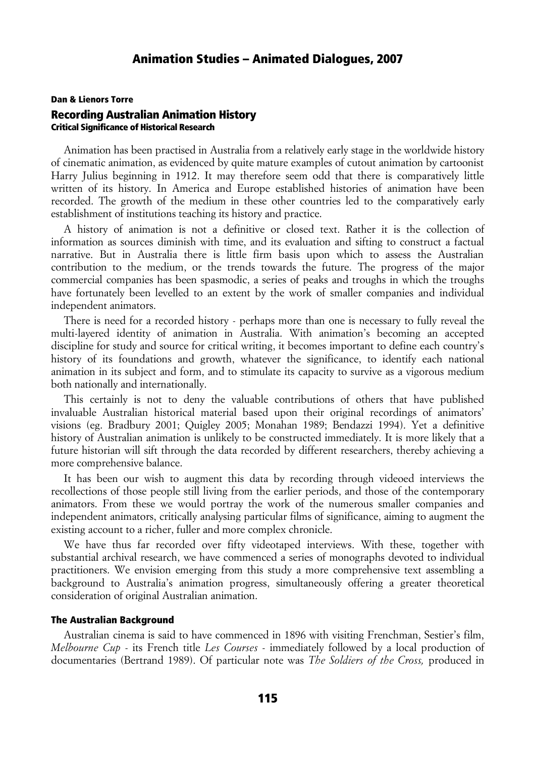# Animation Studies – Animated Dialogues, 2007

**Dan & Lienors Torre**

## Recording Australian Animation History

### Critical Significance of Historical Research

Animation has been practised in Australia from a relatively early stage in the worldwide history of cinematic animation, as evidenced by quite mature examples of cutout animation by cartoonist Harry Julius beginning in 1912. It may therefore seem odd that there is comparatively little written of its history. In America and Europe established histories of animation have been recorded. The growth of the medium in these other countries led to the comparatively early establishment of institutions teaching its history and practice.

A history of animation is not a definitive or closed text. Rather it is the collection of information as sources diminish with time, and its evaluation and sifting to construct a factual narrative. But in Australia there is little firm basis upon which to assess the Australian contribution to the medium, or the trends towards the future. The progress of the major commercial companies has been spasmodic, a series of peaks and troughs in which the troughs have fortunately been levelled to an extent by the work of smaller companies and individual independent animators.

There is need for a recorded history - perhaps more than one is necessary to fully reveal the multi-layered identity of animation in Australia. With animation's becoming an accepted discipline for study and source for critical writing, it becomes important to define each country's history of its foundations and growth, whatever the significance, to identify each national animation in its subject and form, and to stimulate its capacity to survive as a vigorous medium both nationally and internationally.

This certainly is not to deny the valuable contributions of others that have published invaluable Australian historical material based upon their original recordings of animators' visions (eg. Bradbury 2001; Quigley 2005; Monahan 1989; Bendazzi 1994). Yet a definitive history of Australian animation is unlikely to be constructed immediately. It is more likely that a future historian will sift through the data recorded by different researchers, thereby achieving a more comprehensive balance.

It has been our wish to augment this data by recording through videoed interviews the recollections of those people still living from the earlier periods, and those of the contemporary animators. From these we would portray the work of the numerous smaller companies and independent animators, critically analysing particular films of significance, aiming to augment the existing account to a richer, fuller and more complex chronicle.

We have thus far recorded over fifty videotaped interviews. With these, together with substantial archival research, we have commenced a series of monographs devoted to individual practitioners. We envision emerging from this study a more comprehensive text assembling a background to Australia's animation progress, simultaneously offering a greater theoretical consideration of original Australian animation.

### The Australian Background

Australian cinema is said to have commenced in 1896 with visiting Frenchman, Sestier's film, *Melbourne Cup* - its French title *Les Courses* - immediately followed by a local production of documentaries (Bertrand 1989). Of particular note was *The Soldiers of the Cross,* produced in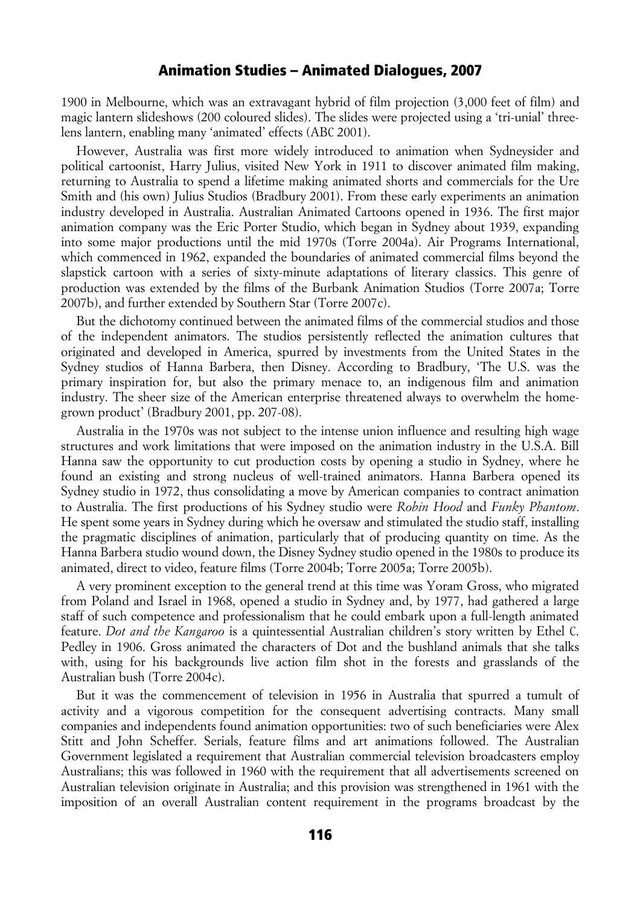1900 in Melbourne, which was an extravagant hybrid of film projection (3,000 feet of film) and magic lantern slideshows (200 coloured slides). The slides were projected using a 'tri-unial' three-lens lantern, enabling many 'animated' effects (ABC 2001).

However, Australia was first more widely introduced to animation when Sydneysider and political cartoonist, Harry Julius, visited New York in 1911 to discover animated film making, returning to Australia to spend a lifetime making animated shorts and commercials for the Ure Smith and (his own) Julius Studios (Bradbury 2001). From these early experiments an animation industry developed in Australia. Australian Animated Cartoons opened in 1936. The first major animation company was the Eric Porter Studio, which began in Sydney about 1939, expanding into some major productions until the mid 1970s (Torre 2004a). Air Programs International, which commenced in 1962, expanded the boundaries of animated commercial films beyond the slapstick cartoon with a series of sixty-minute adaptations of literary classics. This genre of production was extended by the films of the Burbank Animation Studios (Torre 2007a; Torre 2007b), and further extended by Southern Star (Torre 2007c).

But the dichotomy continued between the animated films of the commercial studios and those of the independent animators. The studios persistently reflected the animation cultures that originated and developed in America, spurred by investments from the United States in the Sydney studios of Hanna Barbera, then Disney. According to Bradbury, 'The U.S. was the primary inspiration for, but also the primary menace to, an indigenous film and animation industry. The sheer size of the American enterprise threatened always to overwhelm the home-grown product' (Bradbury 2001, pp. 207-08).

Australia in the 1970s was not subject to the intense union influence and resulting high wage structures and work limitations that were imposed on the animation industry in the U.S.A. Bill Hanna saw the opportunity to cut production costs by opening a studio in Sydney, where he found an existing and strong nucleus of well-trained animators. Hanna Barbera opened its Sydney studio in 1972, thus consolidating a move by American companies to contract animation to Australia. The first productions of his Sydney studio were *Robin Hood* and *Funky Phantom*. He spent some years in Sydney during which he oversaw and stimulated the studio staff, installing the pragmatic disciplines of animation, particularly that of producing quantity on time. As the Hanna Barbera studio wound down, the Disney Sydney studio opened in the 1980s to produce its animated, direct to video, feature films (Torre 2004b; Torre 2005a; Torre 2005b).

A very prominent exception to the general trend at this time was Yoram Gross, who migrated from Poland and Israel in 1968, opened a studio in Sydney and, by 1977, had gathered a large staff of such competence and professionalism that he could embark upon a full-length animated feature. *Dot and the Kangaroo* is a quintessential Australian children's story written by Ethel C. Pedley in 1906. Gross animated the characters of Dot and the bushland animals that she talks with, using for his backgrounds live action film shot in the forests and grasslands of the Australian bush (Torre 2004c).

But it was the commencement of television in 1956 in Australia that spurred a tumult of activity and a vigorous competition for the consequent advertising contracts. Many small companies and independents found animation opportunities: two of such beneficiaries were Alex Stitt and John Scheffer. Serials, feature films and art animations followed. The Australian Government legislated a requirement that Australian commercial television broadcasters employ Australians; this was followed in 1960 with the requirement that all advertisements screened on Australian television originate in Australia; and this provision was strengthened in 1961 with the imposition of an overall Australian content requirement in the programs broadcast by the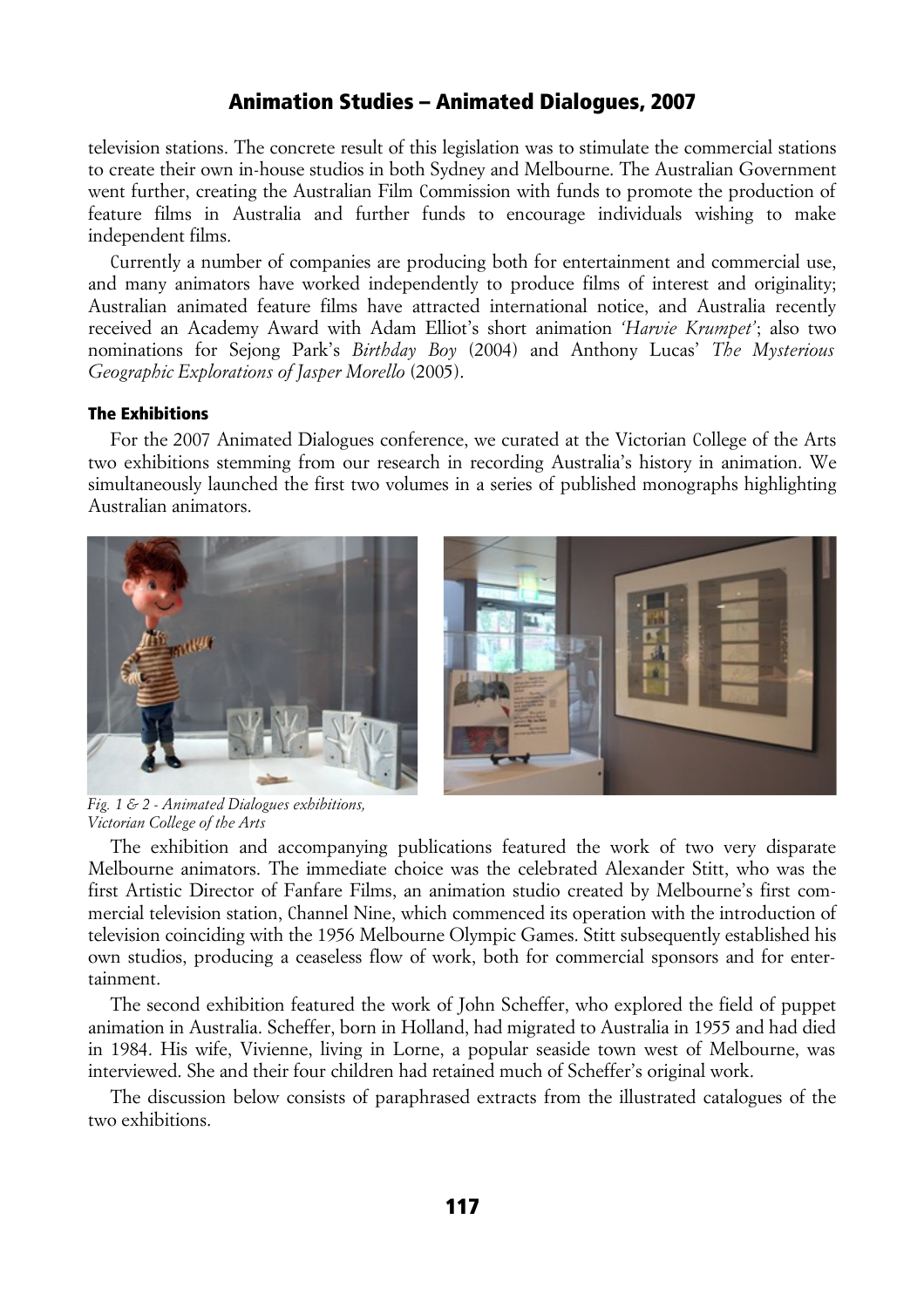television stations. The concrete result of this legislation was to stimulate the commercial stations to create their own in-house studios in both Sydney and Melbourne. The Australian Government went further, creating the Australian Film Commission with funds to promote the production of feature films in Australia and further funds to encourage individuals wishing to make independent films.

Currently a number of companies are producing both for entertainment and commercial use, and many animators have worked independently to produce films of interest and originality; Australian animated feature films have attracted international notice, and Australia recently received an Academy Award with Adam Elliot's short animation *'Harvie Krumpet'*; also two nominations for Sejong Park's *Birthday Boy* (2004) and Anthony Lucas' *The Mysterious Geographic Explorations of Jasper Morello* (2005).

### The Exhibitions

For the 2007 Animated Dialogues conference, we curated at the Victorian College of the Arts two exhibitions stemming from our research in recording Australia's history in animation. We simultaneously launched the first two volumes in a series of published monographs highlighting Australian animators.

*Fig. 1 & 2 - Animated Dialogues exhibitions, Victorian College of the Arts*

The exhibition and accompanying publications featured the work of two very disparate Melbourne animators. The immediate choice was the celebrated Alexander Stitt, who was the first Artistic Director of Fanfare Films, an animation studio created by Melbourne's first commercial television station, Channel Nine, which commenced its operation with the introduction of television coinciding with the 1956 Melbourne Olympic Games. Stitt subsequently established his own studios, producing a ceaseless flow of work, both for commercial sponsors and for entertainment.

The second exhibition featured the work of John Scheffer, who explored the field of puppet animation in Australia. Scheffer, born in Holland, had migrated to Australia in 1955 and had died in 1984. His wife, Vivienne, living in Lorne, a popular seaside town west of Melbourne, was interviewed. She and their four children had retained much of Scheffer's original work.

The discussion below consists of paraphrased extracts from the illustrated catalogues of the two exhibitions.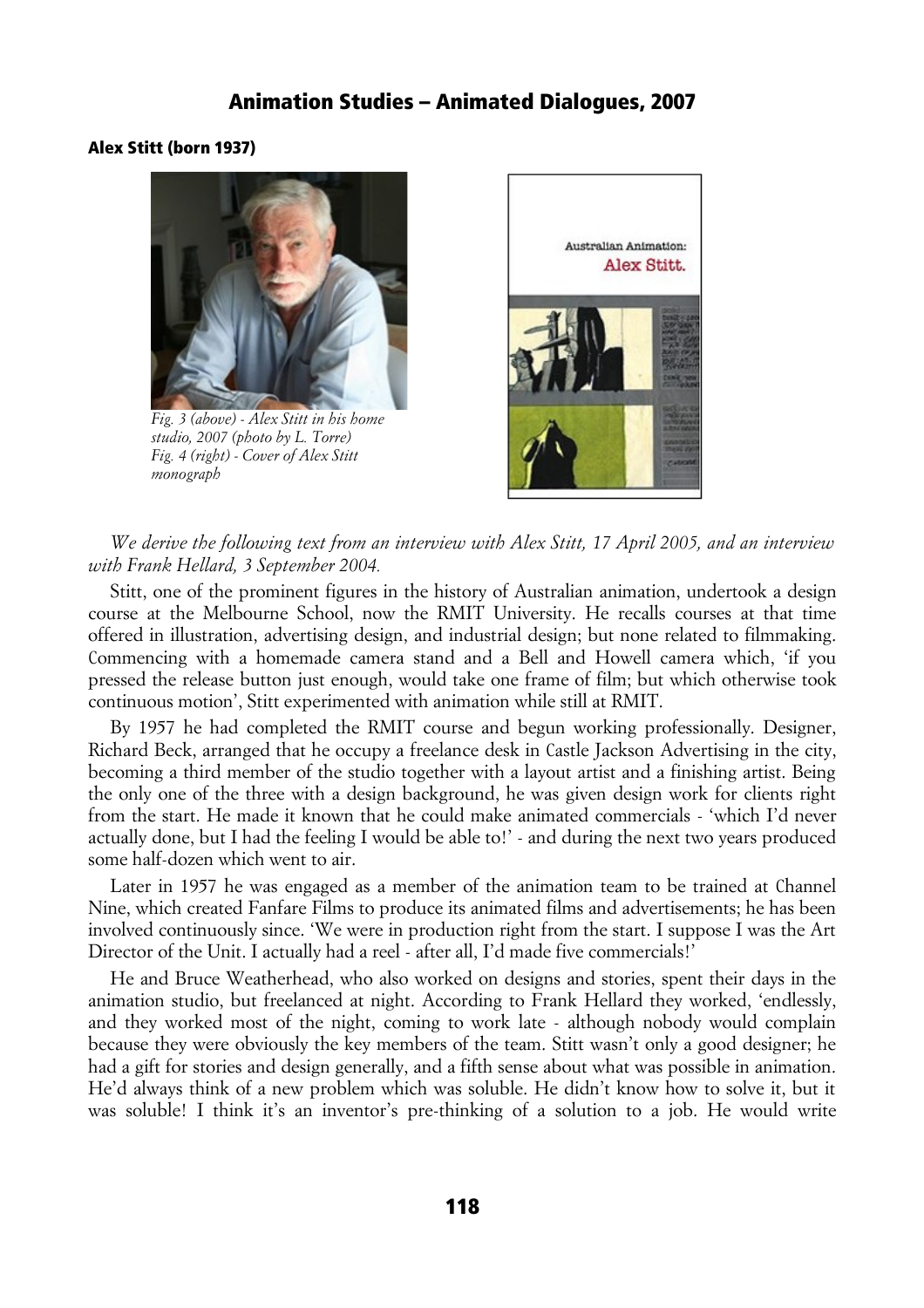## Alex Stitt (born 1937)

*Fig. 3 (above) - Alex Stitt in his home studio, 2007 (photo by L. Torre)*
*Fig. 4 (right) - Cover of Alex Stitt monograph*

*We derive the following text from an interview with Alex Stitt, 17 April 2005, and an interview with Frank Hellard, 3 September 2004.*

Stitt, one of the prominent figures in the history of Australian animation, undertook a design course at the Melbourne School, now the RMIT University. He recalls courses at that time offered in illustration, advertising design, and industrial design; but none related to filmmaking. Commencing with a homemade camera stand and a Bell and Howell camera which, 'if you pressed the release button just enough, would take one frame of film; but which otherwise took continuous motion', Stitt experimented with animation while still at RMIT.

By 1957 he had completed the RMIT course and begun working professionally. Designer, Richard Beck, arranged that he occupy a freelance desk in Castle Jackson Advertising in the city, becoming a third member of the studio together with a layout artist and a finishing artist. Being the only one of the three with a design background, he was given design work for clients right from the start. He made it known that he could make animated commercials - 'which I'd never actually done, but I had the feeling I would be able to!' - and during the next two years produced some half-dozen which went to air.

Later in 1957 he was engaged as a member of the animation team to be trained at Channel Nine, which created Fanfare Films to produce its animated films and advertisements; he has been involved continuously since. 'We were in production right from the start. I suppose I was the Art Director of the Unit. I actually had a reel - after all, I'd made five commercials!'

He and Bruce Weatherhead, who also worked on designs and stories, spent their days in the animation studio, but freelanced at night. According to Frank Hellard they worked, 'endlessly, and they worked most of the night, coming to work late - although nobody would complain because they were obviously the key members of the team. Stitt wasn't only a good designer; he had a gift for stories and design generally, and a fifth sense about what was possible in animation. He'd always think of a new problem which was soluble. He didn't know how to solve it, but it was soluble! I think it's an inventor's pre-thinking of a solution to a job. He would write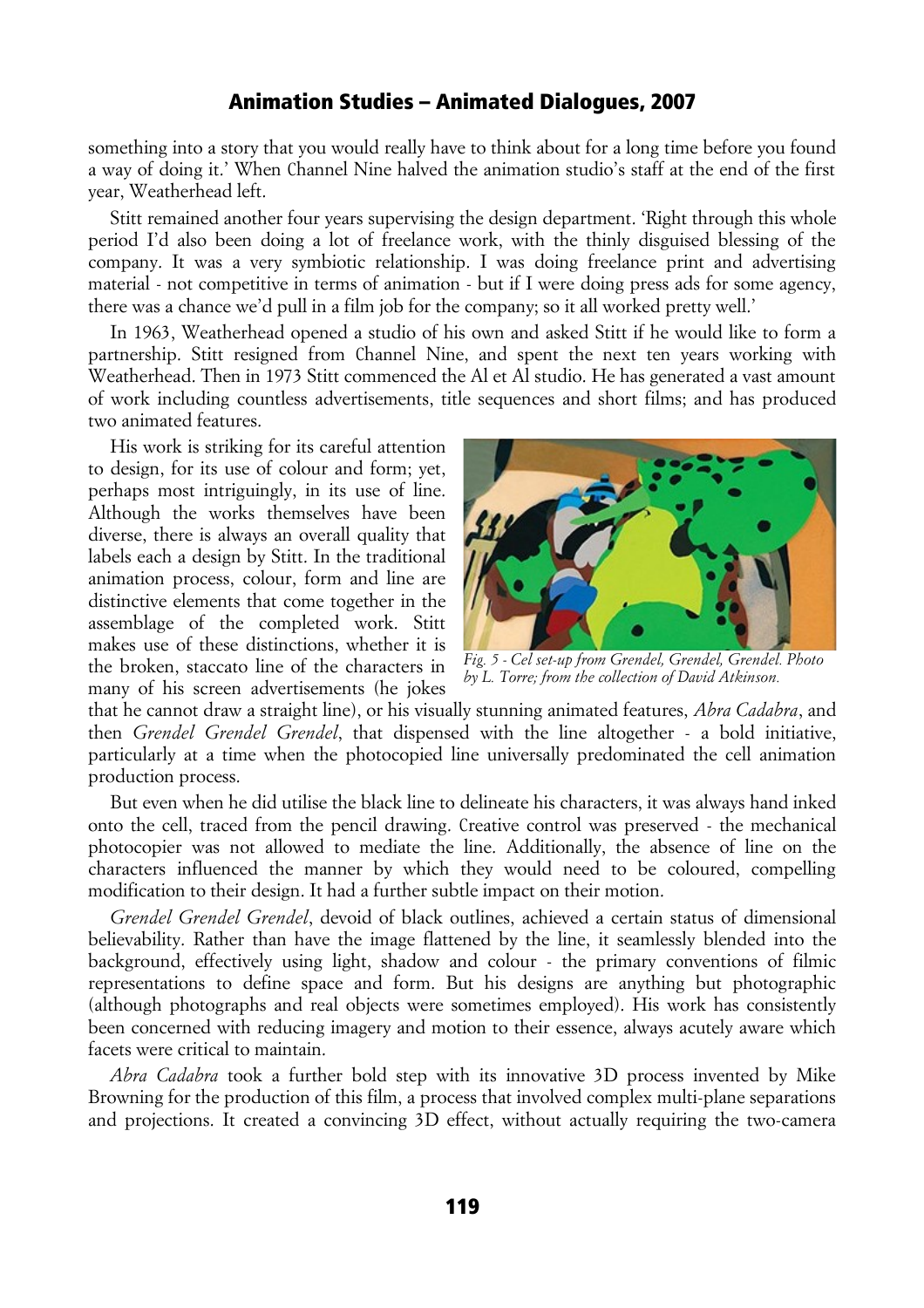something into a story that you would really have to think about for a long time before you found a way of doing it.' When Channel Nine halved the animation studio's staff at the end of the first year, Weatherhead left.

Stitt remained another four years supervising the design department. 'Right through this whole period I'd also been doing a lot of freelance work, with the thinly disguised blessing of the company. It was a very symbiotic relationship. I was doing freelance print and advertising material - not competitive in terms of animation - but if I were doing press ads for some agency, there was a chance we'd pull in a film job for the company; so it all worked pretty well.'

In 1963, Weatherhead opened a studio of his own and asked Stitt if he would like to form a partnership. Stitt resigned from Channel Nine, and spent the next ten years working with Weatherhead. Then in 1973 Stitt commenced the Al et Al studio. He has generated a vast amount of work including countless advertisements, title sequences and short films; and has produced two animated features.

His work is striking for its careful attention to design, for its use of colour and form; yet, perhaps most intriguingly, in its use of line. Although the works themselves have been diverse, there is always an overall quality that labels each a design by Stitt. In the traditional animation process, colour, form and line are distinctive elements that come together in the assemblage of the completed work. Stitt makes use of these distinctions, whether it is the broken, staccato line of the characters in many of his screen advertisements (he jokes that he cannot draw a straight line), or his visually stunning animated features, *Abra Cadabra*, and then *Grendel Grendel Grendel*, that dispensed with the line altogether - a bold initiative, particularly at a time when the photocopied line universally predominated the cell animation production process.

*Fig. 5 - Cel set-up from Grendel, Grendel, Grendel. Photo by L. Torre; from the collection of David Atkinson.*

But even when he did utilise the black line to delineate his characters, it was always hand inked onto the cell, traced from the pencil drawing. Creative control was preserved - the mechanical photocopier was not allowed to mediate the line. Additionally, the absence of line on the characters influenced the manner by which they would need to be coloured, compelling modification to their design. It had a further subtle impact on their motion.

*Grendel Grendel Grendel*, devoid of black outlines, achieved a certain status of dimensional believability. Rather than have the image flattened by the line, it seamlessly blended into the background, effectively using light, shadow and colour - the primary conventions of filmic representations to define space and form. But his designs are anything but photographic (although photographs and real objects were sometimes employed). His work has consistently been concerned with reducing imagery and motion to their essence, always acutely aware which facets were critical to maintain.

*Abra Cadabra* took a further bold step with its innovative 3D process invented by Mike Browning for the production of this film, a process that involved complex multi-plane separations and projections. It created a convincing 3D effect, without actually requiring the two-camera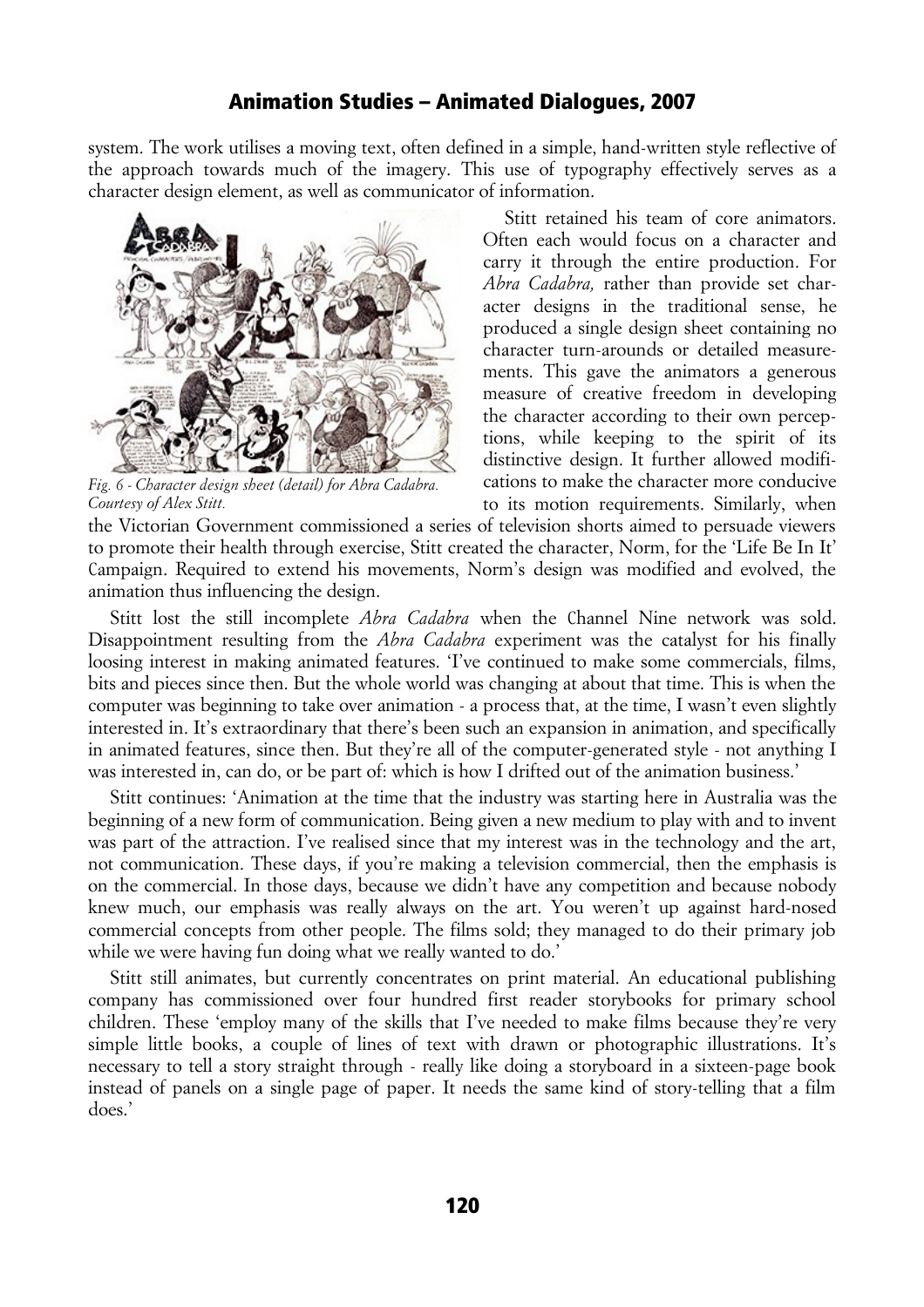system. The work utilises a moving text, often defined in a simple, hand-written style reflective of the approach towards much of the imagery. This use of typography effectively serves as a character design element, as well as communicator of information.

*Fig. 6 - Character design sheet (detail) for Abra Cadabra. Courtesy of Alex Stitt.*

Stitt retained his team of core animators. Often each would focus on a character and carry it through the entire production. For *Abra Cadabra,* rather than provide set character designs in the traditional sense, he produced a single design sheet containing no character turn-arounds or detailed measurements. This gave the animators a generous measure of creative freedom in developing the character according to their own perceptions, while keeping to the spirit of its distinctive design. It further allowed modifications to make the character more conducive to its motion requirements. Similarly, when the Victorian Government commissioned a series of television shorts aimed to persuade viewers to promote their health through exercise, Stitt created the character, Norm, for the 'Life Be In It' Campaign. Required to extend his movements, Norm's design was modified and evolved, the animation thus influencing the design.

Stitt lost the still incomplete *Abra Cadabra* when the Channel Nine network was sold. Disappointment resulting from the *Abra Cadabra* experiment was the catalyst for his finally loosing interest in making animated features. 'I've continued to make some commercials, films, bits and pieces since then. But the whole world was changing at about that time. This is when the computer was beginning to take over animation - a process that, at the time, I wasn't even slightly interested in. It's extraordinary that there's been such an expansion in animation, and specifically in animated features, since then. But they're all of the computer-generated style - not anything I was interested in, can do, or be part of: which is how I drifted out of the animation business.'

Stitt continues: 'Animation at the time that the industry was starting here in Australia was the beginning of a new form of communication. Being given a new medium to play with and to invent was part of the attraction. I've realised since that my interest was in the technology and the art, not communication. These days, if you're making a television commercial, then the emphasis is on the commercial. In those days, because we didn't have any competition and because nobody knew much, our emphasis was really always on the art. You weren't up against hard-nosed commercial concepts from other people. The films sold; they managed to do their primary job while we were having fun doing what we really wanted to do.'

Stitt still animates, but currently concentrates on print material. An educational publishing company has commissioned over four hundred first reader storybooks for primary school children. These 'employ many of the skills that I've needed to make films because they're very simple little books, a couple of lines of text with drawn or photographic illustrations. It's necessary to tell a story straight through - really like doing a storyboard in a sixteen-page book instead of panels on a single page of paper. It needs the same kind of story-telling that a film does.'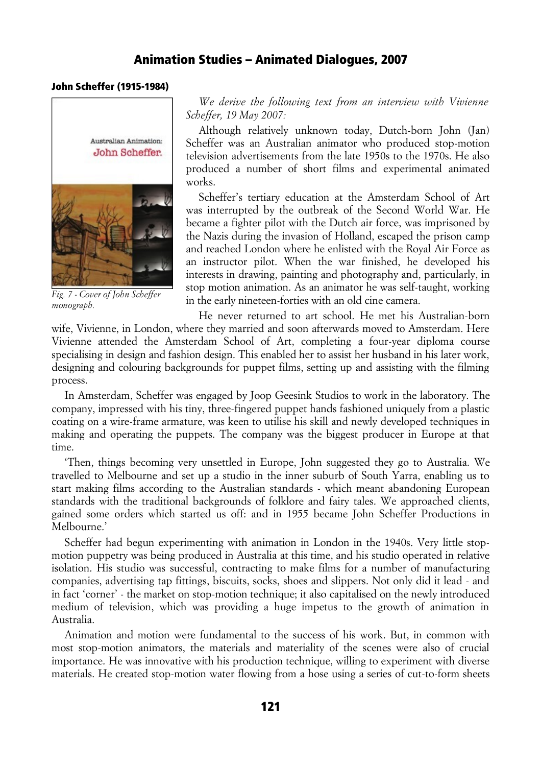## John Scheffer (1915-1984)

Fig. 7 - Cover of John Scheffer monograph.

*We derive the following text from an interview with Vivienne Scheffer, 19 May 2007:*

Although relatively unknown today, Dutch-born John (Jan) Scheffer was an Australian animator who produced stop-motion television advertisements from the late 1950s to the 1970s. He also produced a number of short films and experimental animated works.

Scheffer's tertiary education at the Amsterdam School of Art was interrupted by the outbreak of the Second World War. He became a fighter pilot with the Dutch air force, was imprisoned by the Nazis during the invasion of Holland, escaped the prison camp and reached London where he enlisted with the Royal Air Force as an instructor pilot. When the war finished, he developed his interests in drawing, painting and photography and, particularly, in stop motion animation. As an animator he was self-taught, working in the early nineteen-forties with an old cine camera.

He never returned to art school. He met his Australian-born wife, Vivienne, in London, where they married and soon afterwards moved to Amsterdam. Here Vivienne attended the Amsterdam School of Art, completing a four-year diploma course specialising in design and fashion design. This enabled her to assist her husband in his later work, designing and colouring backgrounds for puppet films, setting up and assisting with the filming process.

In Amsterdam, Scheffer was engaged by Joop Geesink Studios to work in the laboratory. The company, impressed with his tiny, three-fingered puppet hands fashioned uniquely from a plastic coating on a wire-frame armature, was keen to utilise his skill and newly developed techniques in making and operating the puppets. The company was the biggest producer in Europe at that time.

'Then, things becoming very unsettled in Europe, John suggested they go to Australia. We travelled to Melbourne and set up a studio in the inner suburb of South Yarra, enabling us to start making films according to the Australian standards - which meant abandoning European standards with the traditional backgrounds of folklore and fairy tales. We approached clients, gained some orders which started us off: and in 1955 became John Scheffer Productions in Melbourne.'

Scheffer had begun experimenting with animation in London in the 1940s. Very little stop-motion puppetry was being produced in Australia at this time, and his studio operated in relative isolation. His studio was successful, contracting to make films for a number of manufacturing companies, advertising tap fittings, biscuits, socks, shoes and slippers. Not only did it lead - and in fact 'corner' - the market on stop-motion technique; it also capitalised on the newly introduced medium of television, which was providing a huge impetus to the growth of animation in Australia.

Animation and motion were fundamental to the success of his work. But, in common with most stop-motion animators, the materials and materiality of the scenes were also of crucial importance. He was innovative with his production technique, willing to experiment with diverse materials. He created stop-motion water flowing from a hose using a series of cut-to-form sheets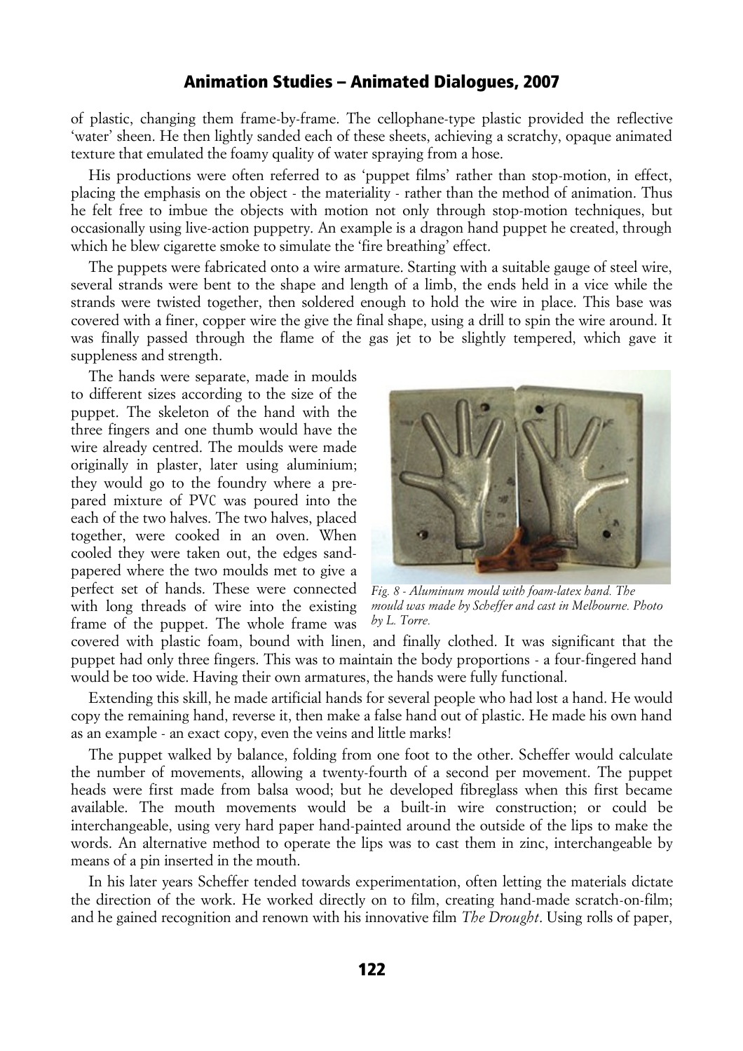of plastic, changing them frame-by-frame. The cellophane-type plastic provided the reflective 'water' sheen. He then lightly sanded each of these sheets, achieving a scratchy, opaque animated texture that emulated the foamy quality of water spraying from a hose.

His productions were often referred to as 'puppet films' rather than stop-motion, in effect, placing the emphasis on the object - the materiality - rather than the method of animation. Thus he felt free to imbue the objects with motion not only through stop-motion techniques, but occasionally using live-action puppetry. An example is a dragon hand puppet he created, through which he blew cigarette smoke to simulate the 'fire breathing' effect.

The puppets were fabricated onto a wire armature. Starting with a suitable gauge of steel wire, several strands were bent to the shape and length of a limb, the ends held in a vice while the strands were twisted together, then soldered enough to hold the wire in place. This base was covered with a finer, copper wire the give the final shape, using a drill to spin the wire around. It was finally passed through the flame of the gas jet to be slightly tempered, which gave it suppleness and strength.

The hands were separate, made in moulds to different sizes according to the size of the puppet. The skeleton of the hand with the three fingers and one thumb would have the wire already centred. The moulds were made originally in plaster, later using aluminium; they would go to the foundry where a prepared mixture of PVC was poured into the each of the two halves. The two halves, placed together, were cooked in an oven. When cooled they were taken out, the edges sandpapered where the two moulds met to give a perfect set of hands. These were connected with long threads of wire into the existing frame of the puppet. The whole frame was covered with plastic foam, bound with linen, and finally clothed. It was significant that the puppet had only three fingers. This was to maintain the body proportions - a four-fingered hand would be too wide. Having their own armatures, the hands were fully functional.

*Fig. 8 - Aluminum mould with foam-latex hand. The mould was made by Scheffer and cast in Melbourne. Photo by L. Torre.*

Extending this skill, he made artificial hands for several people who had lost a hand. He would copy the remaining hand, reverse it, then make a false hand out of plastic. He made his own hand as an example - an exact copy, even the veins and little marks!

The puppet walked by balance, folding from one foot to the other. Scheffer would calculate the number of movements, allowing a twenty-fourth of a second per movement. The puppet heads were first made from balsa wood; but he developed fibreglass when this first became available. The mouth movements would be a built-in wire construction; or could be interchangeable, using very hard paper hand-painted around the outside of the lips to make the words. An alternative method to operate the lips was to cast them in zinc, interchangeable by means of a pin inserted in the mouth.

In his later years Scheffer tended towards experimentation, often letting the materials dictate the direction of the work. He worked directly on to film, creating hand-made scratch-on-film; and he gained recognition and renown with his innovative film *The Drought*. Using rolls of paper,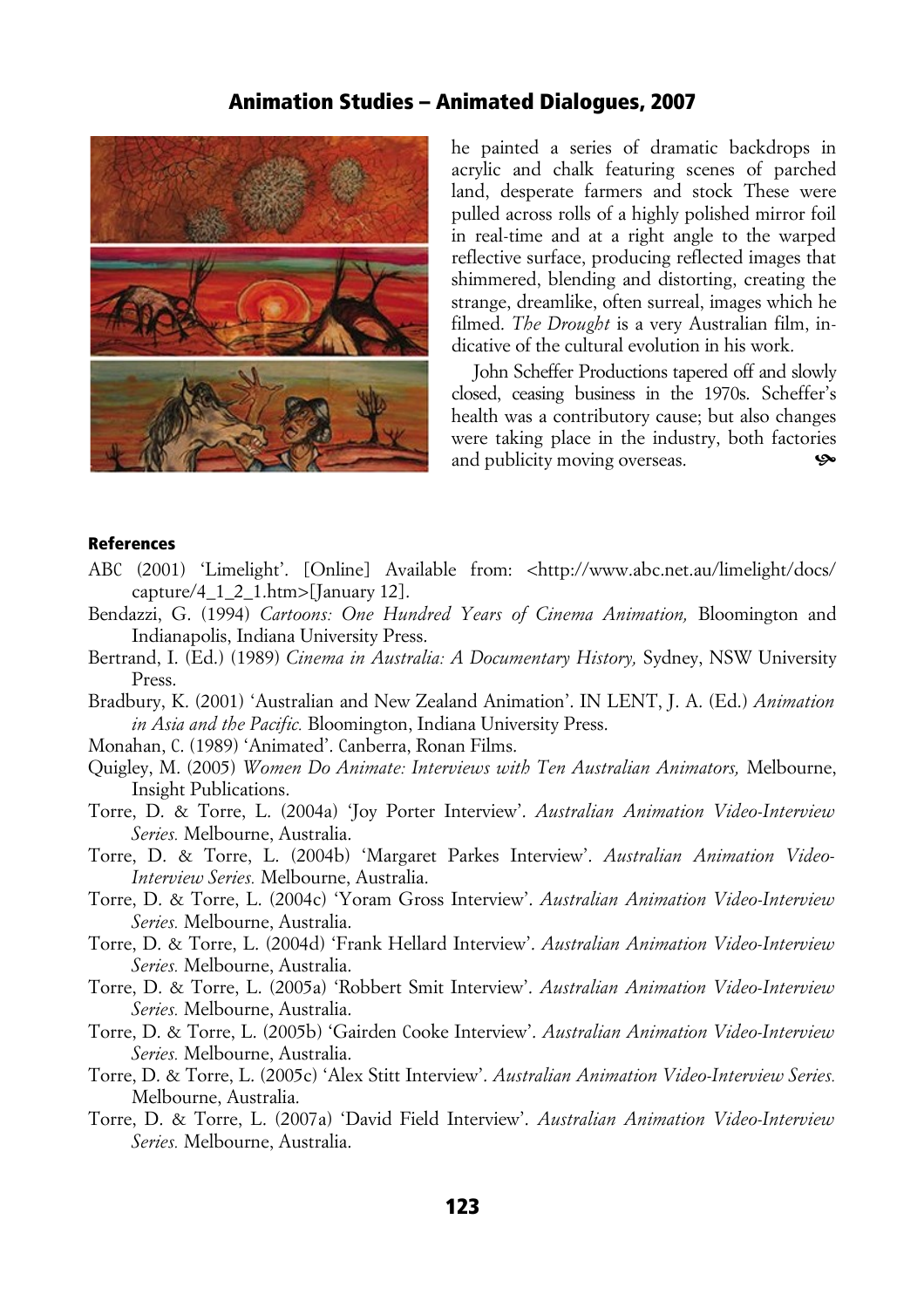he painted a series of dramatic backdrops in acrylic and chalk featuring scenes of parched land, desperate farmers and stock These were pulled across rolls of a highly polished mirror foil in real-time and at a right angle to the warped reflective surface, producing reflected images that shimmered, blending and distorting, creating the strange, dreamlike, often surreal, images which he filmed. *The Drought* is a very Australian film, indicative of the cultural evolution in his work.

John Scheffer Productions tapered off and slowly closed, ceasing business in the 1970s. Scheffer's health was a contributory cause; but also changes were taking place in the industry, both factories and publicity moving overseas.

## References

ABC (2001) 'Limelight'. [Online] Available from: <http://www.abc.net.au/limelight/docs/capture/4_1_2_1.htm>[January 12].

Bendazzi, G. (1994) *Cartoons: One Hundred Years of Cinema Animation,* Bloomington and Indianapolis, Indiana University Press.

Bertrand, I. (Ed.) (1989) *Cinema in Australia: A Documentary History,* Sydney, NSW University Press.

Bradbury, K. (2001) 'Australian and New Zealand Animation'. IN LENT, J. A. (Ed.) *Animation in Asia and the Pacific.* Bloomington, Indiana University Press.

Monahan, C. (1989) 'Animated'. Canberra, Ronan Films.

Quigley, M. (2005) *Women Do Animate: Interviews with Ten Australian Animators,* Melbourne, Insight Publications.

Torre, D. & Torre, L. (2004a) 'Joy Porter Interview'. *Australian Animation Video-Interview Series.* Melbourne, Australia.

Torre, D. & Torre, L. (2004b) 'Margaret Parkes Interview'. *Australian Animation Video-Interview Series.* Melbourne, Australia.

Torre, D. & Torre, L. (2004c) 'Yoram Gross Interview'. *Australian Animation Video-Interview Series.* Melbourne, Australia.

Torre, D. & Torre, L. (2004d) 'Frank Hellard Interview'. *Australian Animation Video-Interview Series.* Melbourne, Australia.

Torre, D. & Torre, L. (2005a) 'Robbert Smit Interview'. *Australian Animation Video-Interview Series.* Melbourne, Australia.

Torre, D. & Torre, L. (2005b) 'Gairden Cooke Interview'. *Australian Animation Video-Interview Series.* Melbourne, Australia.

Torre, D. & Torre, L. (2005c) 'Alex Stitt Interview'. *Australian Animation Video-Interview Series.* Melbourne, Australia.

Torre, D. & Torre, L. (2007a) 'David Field Interview'. *Australian Animation Video-Interview Series.* Melbourne, Australia.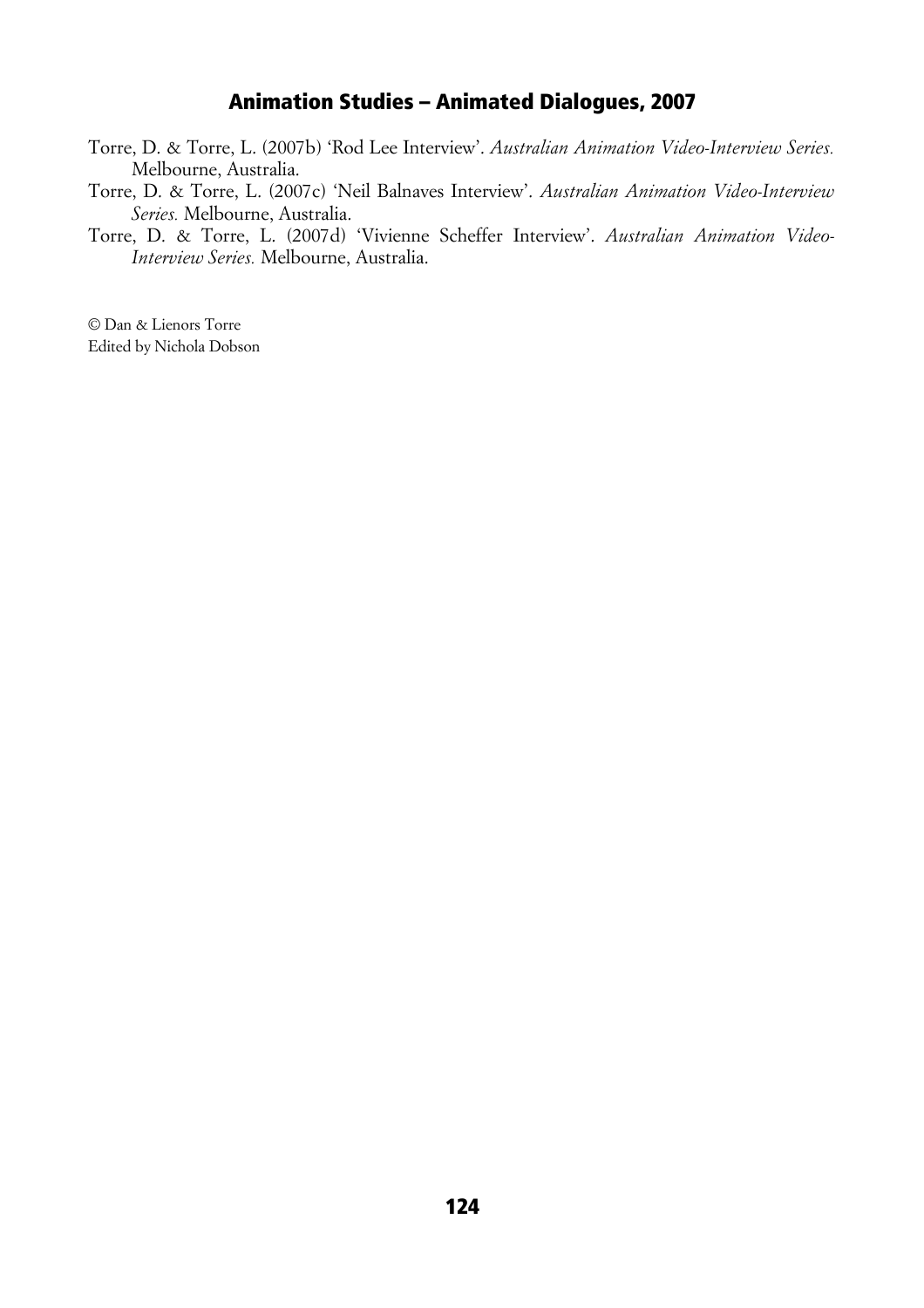Torre, D. & Torre, L. (2007b) 'Rod Lee Interview'. *Australian Animation Video-Interview Series.* Melbourne, Australia.

Torre, D. & Torre, L. (2007c) 'Neil Balnaves Interview'. *Australian Animation Video-Interview Series.* Melbourne, Australia.

Torre, D. & Torre, L. (2007d) 'Vivienne Scheffer Interview'. *Australian Animation Video-Interview Series.* Melbourne, Australia.

© Dan & Lienors Torre
Edited by Nichola Dobson